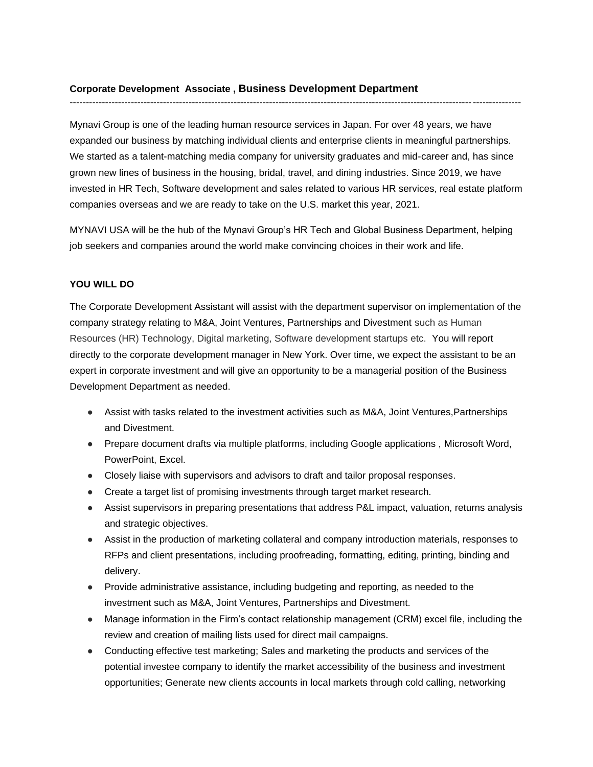**Corporate Development Associate , Business Development Department**

---

Mynavi Group is one of the leading human resource services in Japan. For over 48 years, we have expanded our business by matching individual clients and enterprise clients in meaningful partnerships. We started as a talent-matching media company for university graduates and mid-career and, has since grown new lines of business in the housing, bridal, travel, and dining industries. Since 2019, we have invested in HR Tech, Software development and sales related to various HR services, real estate platform companies overseas and we are ready to take on the U.S. market this year, 2021.

MYNAVI USA will be the hub of the Mynavi Group's HR Tech and Global Business Department, helping job seekers and companies around the world make convincing choices in their work and life.

**YOU WILL DO**

The Corporate Development Assistant will assist with the department supervisor on implementation of the company strategy relating to M&A, Joint Ventures, Partnerships and Divestment such as Human Resources (HR) Technology, Digital marketing, Software development startups etc. You will report directly to the corporate development manager in New York. Over time, we expect the assistant to be an expert in corporate investment and will give an opportunity to be a managerial position of the Business Development Department as needed.

- Assist with tasks related to the investment activities such as M&A, Joint Ventures,Partnerships and Divestment.
- Prepare document drafts via multiple platforms, including Google applications , Microsoft Word, PowerPoint, Excel.
- Closely liaise with supervisors and advisors to draft and tailor proposal responses.
- Create a target list of promising investments through target market research.
- Assist supervisors in preparing presentations that address P&L impact, valuation, returns analysis and strategic objectives.
- Assist in the production of marketing collateral and company introduction materials, responses to RFPs and client presentations, including proofreading, formatting, editing, printing, binding and delivery.
- Provide administrative assistance, including budgeting and reporting, as needed to the investment such as M&A, Joint Ventures, Partnerships and Divestment.
- Manage information in the Firm's contact relationship management (CRM) excel file, including the review and creation of mailing lists used for direct mail campaigns.
- Conducting effective test marketing; Sales and marketing the products and services of the potential investee company to identify the market accessibility of the business and investment opportunities; Generate new clients accounts in local markets through cold calling, networking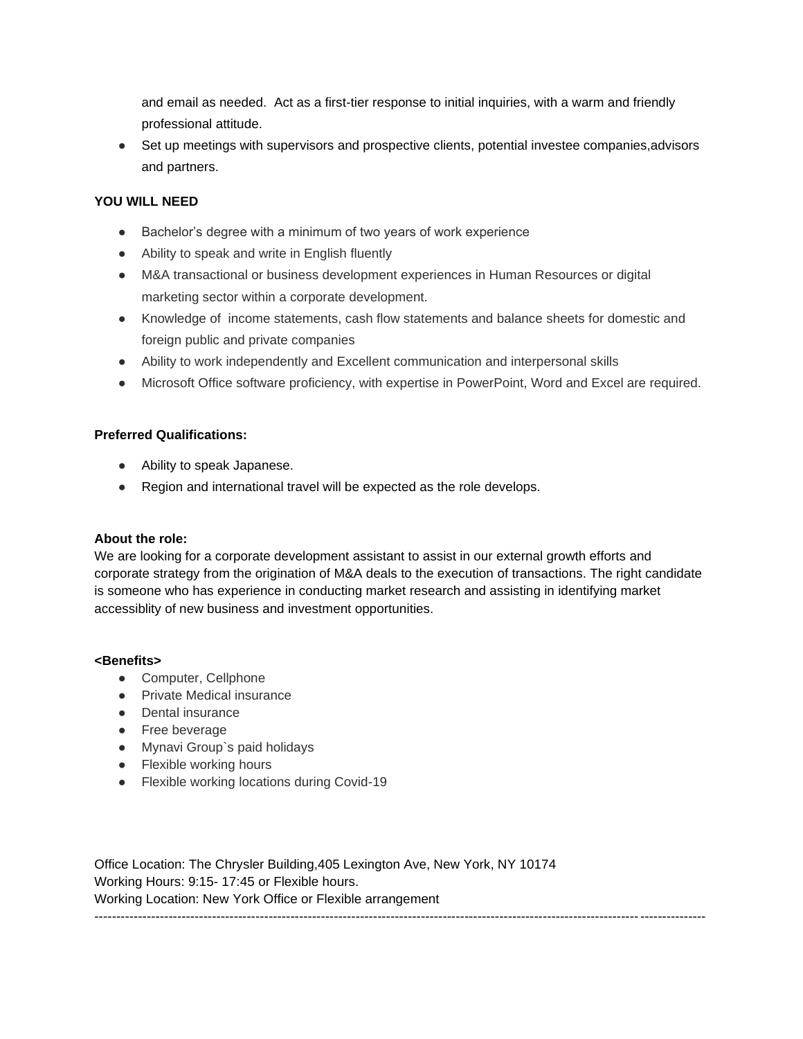and email as needed. Act as a first-tier response to initial inquiries, with a warm and friendly professional attitude.

- Set up meetings with supervisors and prospective clients, potential investee companies,advisors and partners.

**YOU WILL NEED**

- Bachelor's degree with a minimum of two years of work experience
- Ability to speak and write in English fluently
- M&A transactional or business development experiences in Human Resources or digital marketing sector within a corporate development.
- Knowledge of income statements, cash flow statements and balance sheets for domestic and foreign public and private companies
- Ability to work independently and Excellent communication and interpersonal skills
- Microsoft Office software proficiency, with expertise in PowerPoint, Word and Excel are required.

**Preferred Qualifications:**

- Ability to speak Japanese.
- Region and international travel will be expected as the role develops.

**About the role:**

We are looking for a corporate development assistant to assist in our external growth efforts and corporate strategy from the origination of M&A deals to the execution of transactions. The right candidate is someone who has experience in conducting market research and assisting in identifying market accessiblity of new business and investment opportunities.

**<Benefits>**

- Computer, Cellphone
- Private Medical insurance
- Dental insurance
- Free beverage
- Mynavi Group`s paid holidays
- Flexible working hours
- Flexible working locations during Covid-19

Office Location: The Chrysler Building,405 Lexington Ave, New York, NY 10174
Working Hours: 9:15- 17:45 or Flexible hours.
Working Location: New York Office or Flexible arrangement

---